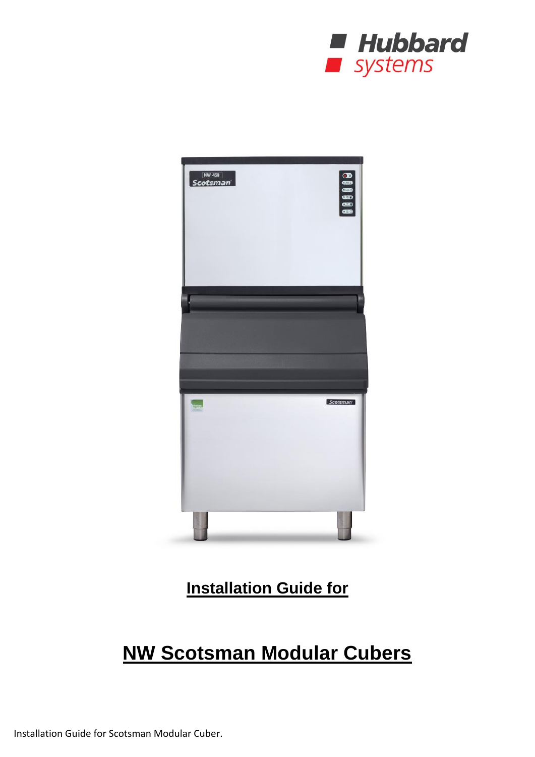Hubbard systems

# Installation Guide for

# NW Scotsman Modular Cubers

Installation Guide for Scotsman Modular Cuber.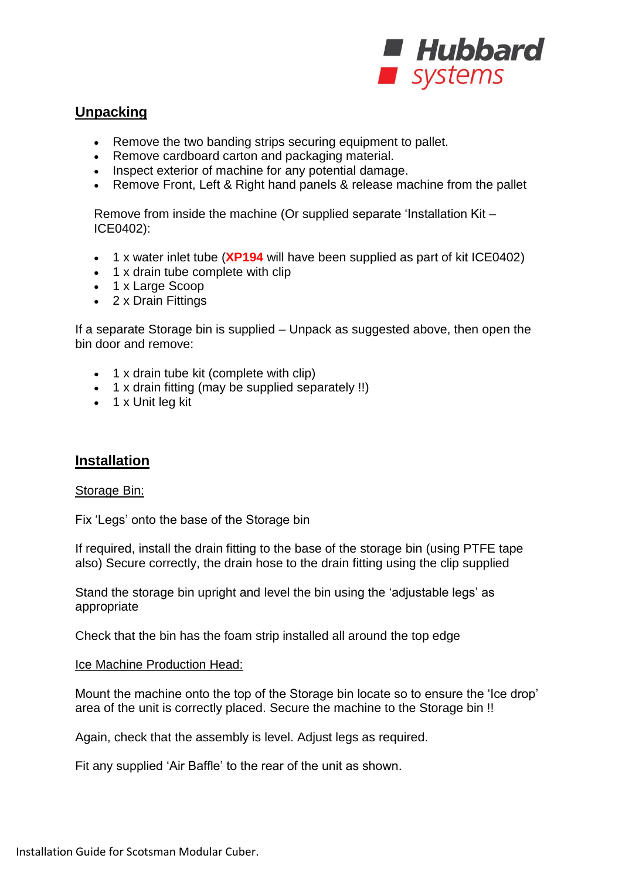## Unpacking

- Remove the two banding strips securing equipment to pallet.
- Remove cardboard carton and packaging material.
- Inspect exterior of machine for any potential damage.
- Remove Front, Left & Right hand panels & release machine from the pallet

Remove from inside the machine (Or supplied separate 'Installation Kit – ICE0402):

- 1 x water inlet tube (**XP194** will have been supplied as part of kit ICE0402)
- 1 x drain tube complete with clip
- 1 x Large Scoop
- 2 x Drain Fittings

If a separate Storage bin is supplied – Unpack as suggested above, then open the bin door and remove:

- 1 x drain tube kit (complete with clip)
- 1 x drain fitting (may be supplied separately !!)
- 1 x Unit leg kit

## Installation

### Storage Bin:

Fix 'Legs' onto the base of the Storage bin

If required, install the drain fitting to the base of the storage bin (using PTFE tape also) Secure correctly, the drain hose to the drain fitting using the clip supplied

Stand the storage bin upright and level the bin using the 'adjustable legs' as appropriate

Check that the bin has the foam strip installed all around the top edge

### Ice Machine Production Head:

Mount the machine onto the top of the Storage bin locate so to ensure the 'Ice drop' area of the unit is correctly placed. Secure the machine to the Storage bin !!

Again, check that the assembly is level. Adjust legs as required.

Fit any supplied 'Air Baffle' to the rear of the unit as shown.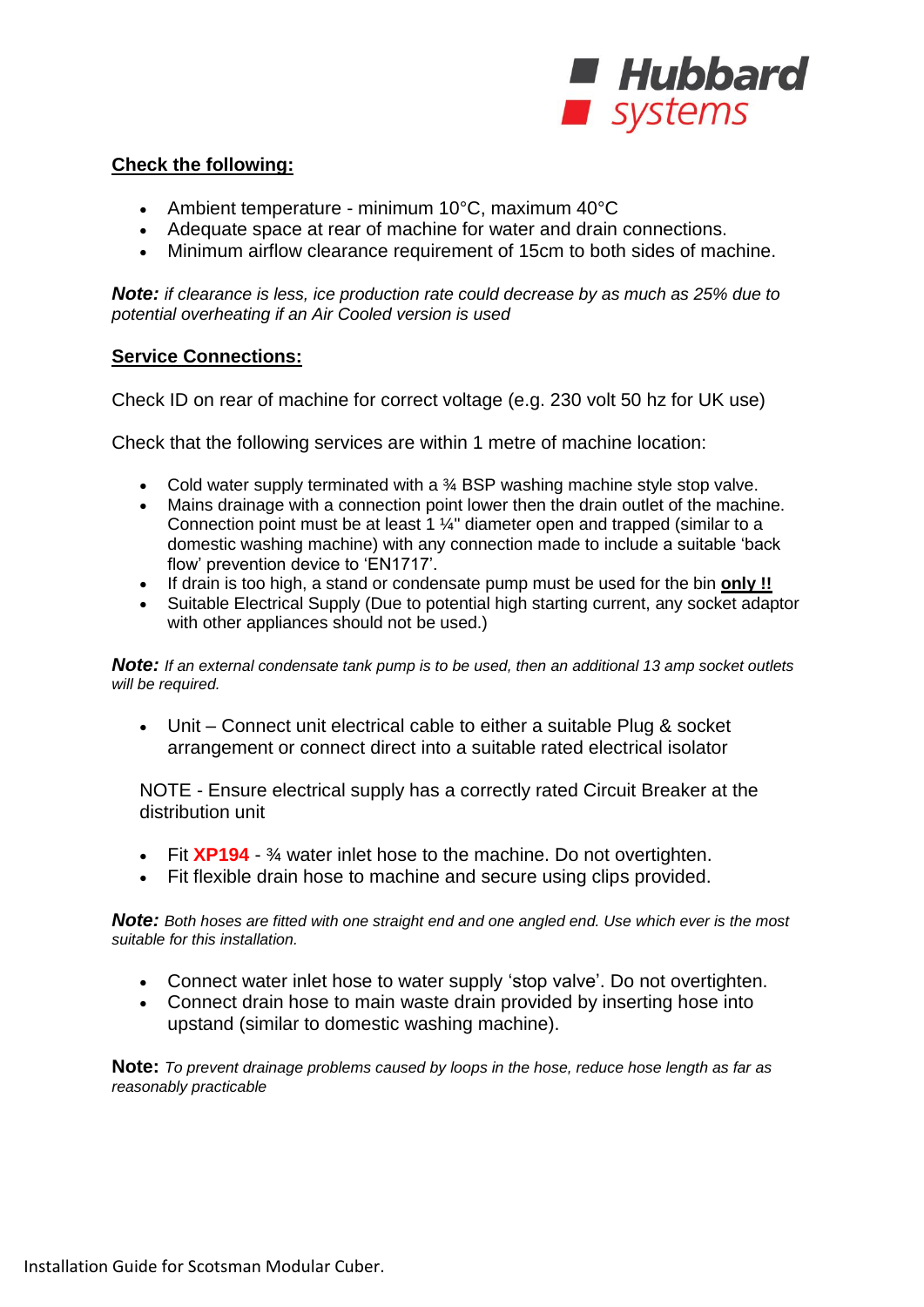## Check the following:

- Ambient temperature - minimum 10°C, maximum 40°C
- Adequate space at rear of machine for water and drain connections.
- Minimum airflow clearance requirement of 15cm to both sides of machine.

***Note:*** *if clearance is less, ice production rate could decrease by as much as 25% due to potential overheating if an Air Cooled version is used*

## Service Connections:

Check ID on rear of machine for correct voltage (e.g. 230 volt 50 hz for UK use)

Check that the following services are within 1 metre of machine location:

- Cold water supply terminated with a ¾ BSP washing machine style stop valve.
- Mains drainage with a connection point lower then the drain outlet of the machine. Connection point must be at least 1 ¼" diameter open and trapped (similar to a domestic washing machine) with any connection made to include a suitable 'back flow' prevention device to 'EN1717'.
- If drain is too high, a stand or condensate pump must be used for the bin **only !!**
- Suitable Electrical Supply (Due to potential high starting current, any socket adaptor with other appliances should not be used.)

***Note:*** *If an external condensate tank pump is to be used, then an additional 13 amp socket outlets will be required.*

- Unit – Connect unit electrical cable to either a suitable Plug & socket arrangement or connect direct into a suitable rated electrical isolator

NOTE - Ensure electrical supply has a correctly rated Circuit Breaker at the distribution unit

- Fit **XP194** - ¾ water inlet hose to the machine. Do not overtighten.
- Fit flexible drain hose to machine and secure using clips provided.

***Note:*** *Both hoses are fitted with one straight end and one angled end. Use which ever is the most suitable for this installation.*

- Connect water inlet hose to water supply 'stop valve'. Do not overtighten.
- Connect drain hose to main waste drain provided by inserting hose into upstand (similar to domestic washing machine).

**Note:** *To prevent drainage problems caused by loops in the hose, reduce hose length as far as reasonably practicable*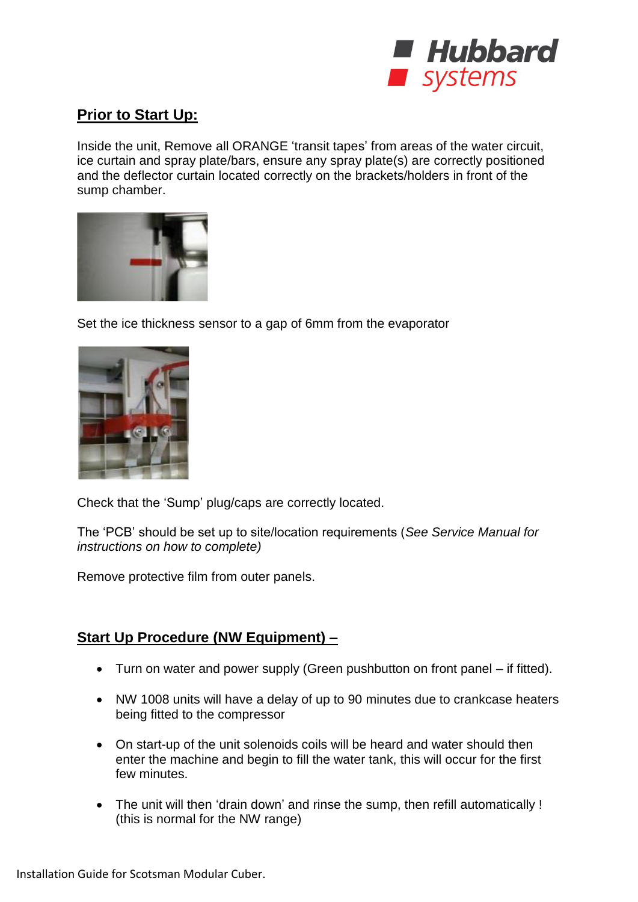## Prior to Start Up:

Inside the unit, Remove all ORANGE 'transit tapes' from areas of the water circuit, ice curtain and spray plate/bars, ensure any spray plate(s) are correctly positioned and the deflector curtain located correctly on the brackets/holders in front of the sump chamber.

Set the ice thickness sensor to a gap of 6mm from the evaporator

Check that the 'Sump' plug/caps are correctly located.

The 'PCB' should be set up to site/location requirements (*See Service Manual for instructions on how to complete)*

Remove protective film from outer panels.

## Start Up Procedure (NW Equipment) –

- Turn on water and power supply (Green pushbutton on front panel – if fitted).
- NW 1008 units will have a delay of up to 90 minutes due to crankcase heaters being fitted to the compressor
- On start-up of the unit solenoids coils will be heard and water should then enter the machine and begin to fill the water tank, this will occur for the first few minutes.
- The unit will then 'drain down' and rinse the sump, then refill automatically ! (this is normal for the NW range)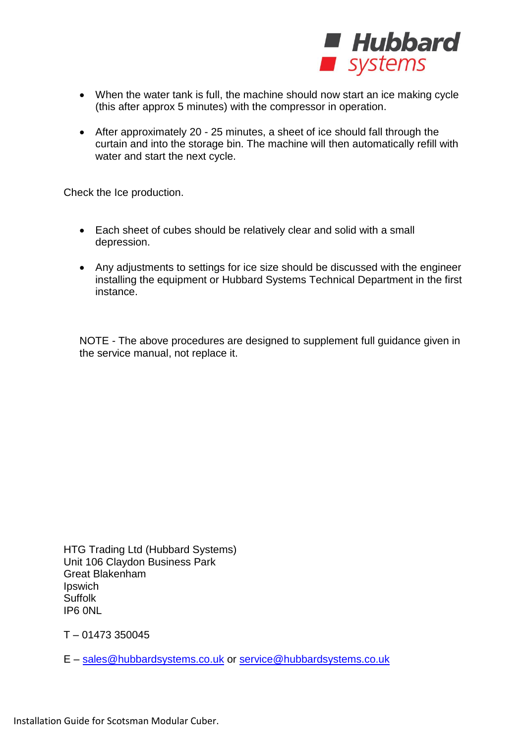- When the water tank is full, the machine should now start an ice making cycle (this after approx 5 minutes) with the compressor in operation.
- After approximately 20 - 25 minutes, a sheet of ice should fall through the curtain and into the storage bin. The machine will then automatically refill with water and start the next cycle.

Check the Ice production.

- Each sheet of cubes should be relatively clear and solid with a small depression.
- Any adjustments to settings for ice size should be discussed with the engineer installing the equipment or Hubbard Systems Technical Department in the first instance.

NOTE - The above procedures are designed to supplement full guidance given in the service manual, not replace it.

HTG Trading Ltd (Hubbard Systems)
Unit 106 Claydon Business Park
Great Blakenham
Ipswich
Suffolk
IP6 0NL

T – 01473 350045

E – sales@hubbardsystems.co.uk or service@hubbardsystems.co.uk